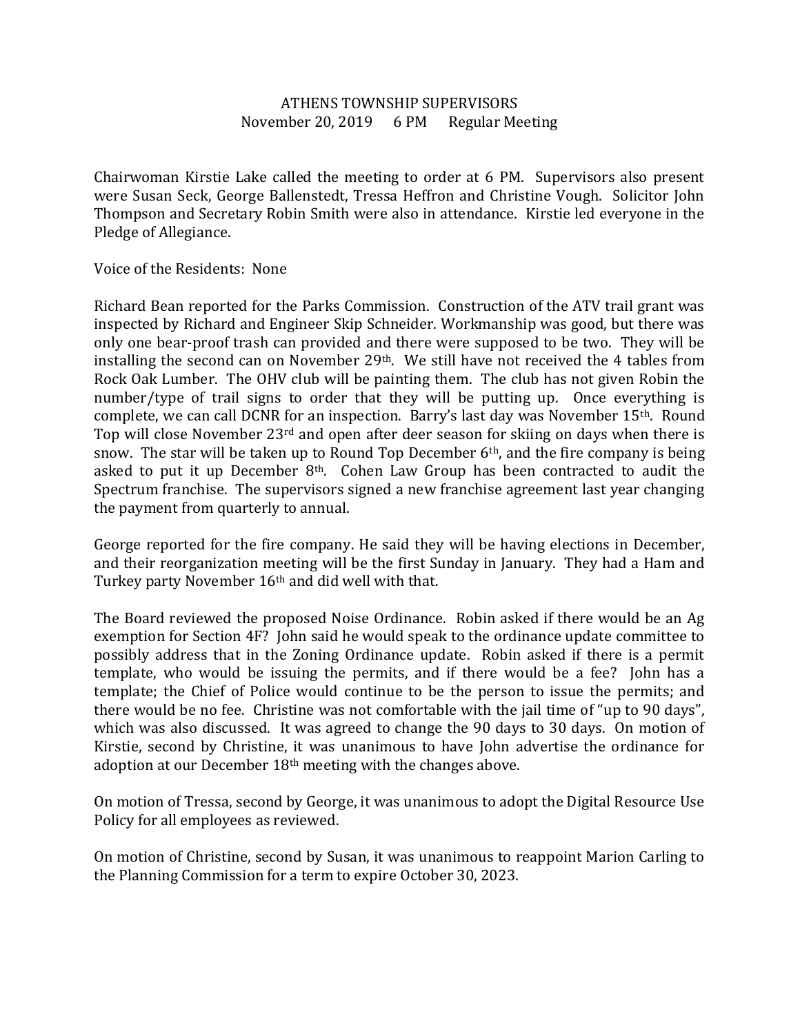# ATHENS TOWNSHIP SUPERVISORS
## November 20, 2019 6 PM Regular Meeting

Chairwoman Kirstie Lake called the meeting to order at 6 PM. Supervisors also present were Susan Seck, George Ballenstedt, Tressa Heffron and Christine Vough. Solicitor John Thompson and Secretary Robin Smith were also in attendance. Kirstie led everyone in the Pledge of Allegiance.

Voice of the Residents: None

Richard Bean reported for the Parks Commission. Construction of the ATV trail grant was inspected by Richard and Engineer Skip Schneider. Workmanship was good, but there was only one bear-proof trash can provided and there were supposed to be two. They will be installing the second can on November 29th. We still have not received the 4 tables from Rock Oak Lumber. The OHV club will be painting them. The club has not given Robin the number/type of trail signs to order that they will be putting up. Once everything is complete, we can call DCNR for an inspection. Barry's last day was November 15th. Round Top will close November 23rd and open after deer season for skiing on days when there is snow. The star will be taken up to Round Top December 6th, and the fire company is being asked to put it up December 8th. Cohen Law Group has been contracted to audit the Spectrum franchise. The supervisors signed a new franchise agreement last year changing the payment from quarterly to annual.

George reported for the fire company. He said they will be having elections in December, and their reorganization meeting will be the first Sunday in January. They had a Ham and Turkey party November 16th and did well with that.

The Board reviewed the proposed Noise Ordinance. Robin asked if there would be an Ag exemption for Section 4F? John said he would speak to the ordinance update committee to possibly address that in the Zoning Ordinance update. Robin asked if there is a permit template, who would be issuing the permits, and if there would be a fee? John has a template; the Chief of Police would continue to be the person to issue the permits; and there would be no fee. Christine was not comfortable with the jail time of "up to 90 days", which was also discussed. It was agreed to change the 90 days to 30 days. On motion of Kirstie, second by Christine, it was unanimous to have John advertise the ordinance for adoption at our December 18th meeting with the changes above.

On motion of Tressa, second by George, it was unanimous to adopt the Digital Resource Use Policy for all employees as reviewed.

On motion of Christine, second by Susan, it was unanimous to reappoint Marion Carling to the Planning Commission for a term to expire October 30, 2023.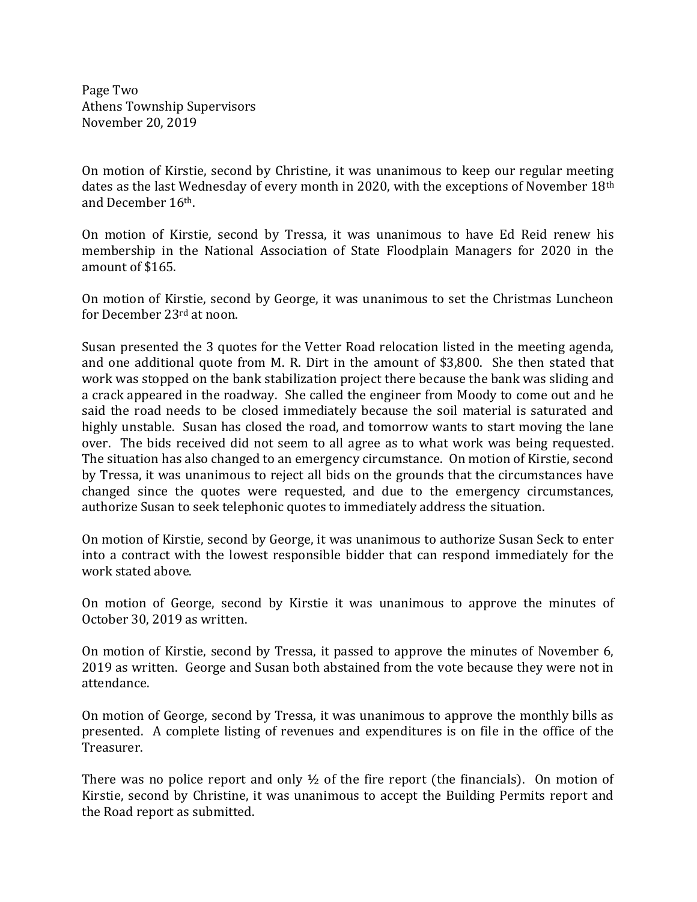On motion of Kirstie, second by Christine, it was unanimous to keep our regular meeting dates as the last Wednesday of every month in 2020, with the exceptions of November 18th and December 16th.

On motion of Kirstie, second by Tressa, it was unanimous to have Ed Reid renew his membership in the National Association of State Floodplain Managers for 2020 in the amount of $165.

On motion of Kirstie, second by George, it was unanimous to set the Christmas Luncheon for December 23rd at noon.

Susan presented the 3 quotes for the Vetter Road relocation listed in the meeting agenda, and one additional quote from M. R. Dirt in the amount of $3,800. She then stated that work was stopped on the bank stabilization project there because the bank was sliding and a crack appeared in the roadway. She called the engineer from Moody to come out and he said the road needs to be closed immediately because the soil material is saturated and highly unstable. Susan has closed the road, and tomorrow wants to start moving the lane over. The bids received did not seem to all agree as to what work was being requested. The situation has also changed to an emergency circumstance. On motion of Kirstie, second by Tressa, it was unanimous to reject all bids on the grounds that the circumstances have changed since the quotes were requested, and due to the emergency circumstances, authorize Susan to seek telephonic quotes to immediately address the situation.

On motion of Kirstie, second by George, it was unanimous to authorize Susan Seck to enter into a contract with the lowest responsible bidder that can respond immediately for the work stated above.

On motion of George, second by Kirstie it was unanimous to approve the minutes of October 30, 2019 as written.

On motion of Kirstie, second by Tressa, it passed to approve the minutes of November 6, 2019 as written. George and Susan both abstained from the vote because they were not in attendance.

On motion of George, second by Tressa, it was unanimous to approve the monthly bills as presented. A complete listing of revenues and expenditures is on file in the office of the Treasurer.

There was no police report and only ½ of the fire report (the financials). On motion of Kirstie, second by Christine, it was unanimous to accept the Building Permits report and the Road report as submitted.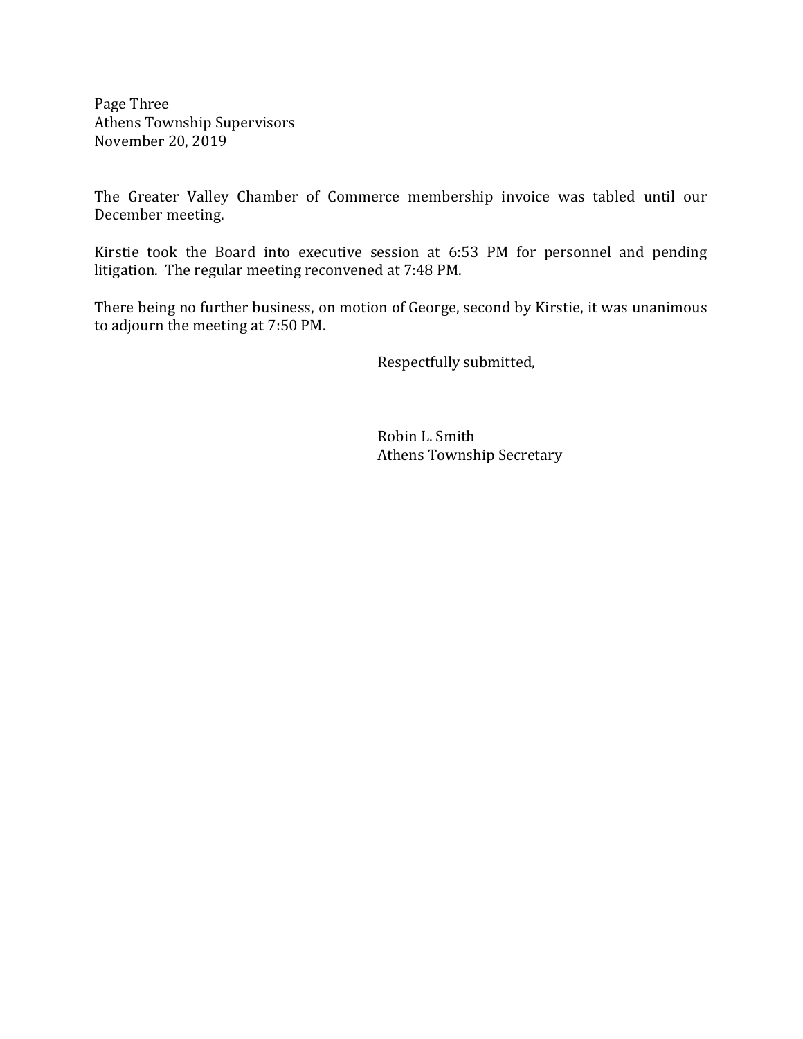The Greater Valley Chamber of Commerce membership invoice was tabled until our December meeting.

Kirstie took the Board into executive session at 6:53 PM for personnel and pending litigation. The regular meeting reconvened at 7:48 PM.

There being no further business, on motion of George, second by Kirstie, it was unanimous to adjourn the meeting at 7:50 PM.

Respectfully submitted,

Robin L. Smith
Athens Township Secretary